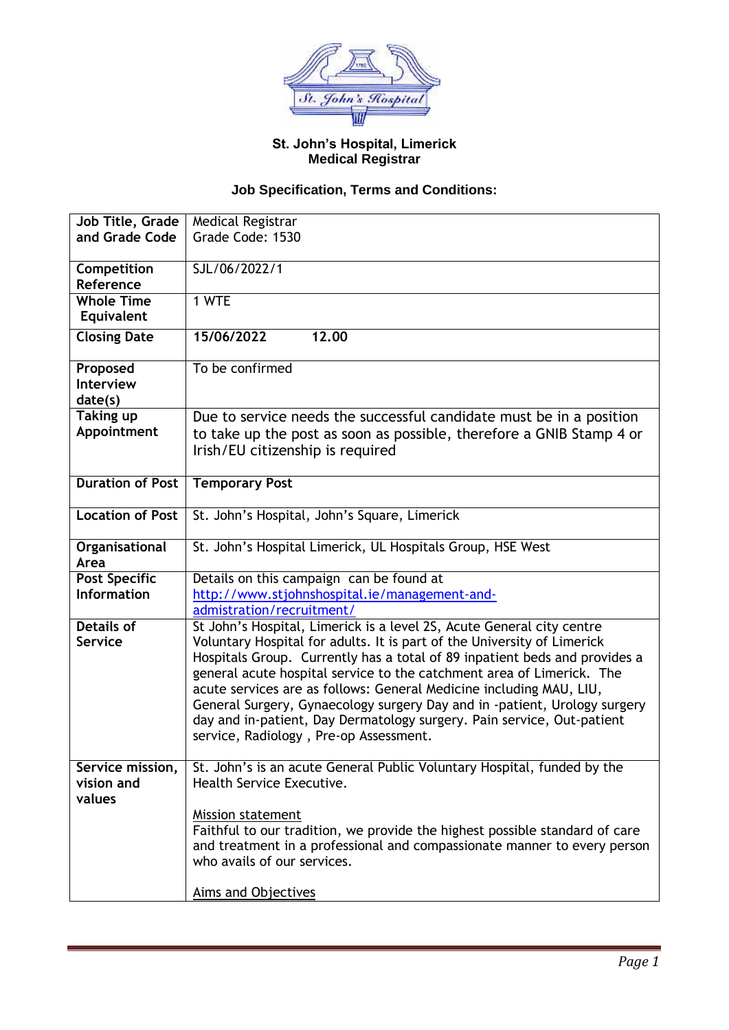**St. John's Hospital, Limerick**
**Medical Registrar**

**Job Specification, Terms and Conditions:**

| **Job Title, Grade and Grade Code** | Medical Registrar<br>Grade Code: 1530 |
|---|---|
| **Competition Reference** | SJL/06/2022/1 |
| **Whole Time Equivalent** | 1 WTE |
| **Closing Date** | **15/06/2022 12.00** |
| **Proposed Interview date(s)** | To be confirmed |
| **Taking up Appointment** | Due to service needs the successful candidate must be in a position to take up the post as soon as possible, therefore a GNIB Stamp 4 or Irish/EU citizenship is required |
| **Duration of Post** | **Temporary Post** |
| **Location of Post** | St. John's Hospital, John's Square, Limerick |
| **Organisational Area** | St. John's Hospital Limerick, UL Hospitals Group, HSE West |
| **Post Specific Information** | Details on this campaign can be found at http://www.stjohnshospital.ie/management-and-admistration/recruitment/ |
| **Details of Service** | St John's Hospital, Limerick is a level 2S, Acute General city centre Voluntary Hospital for adults. It is part of the University of Limerick Hospitals Group. Currently has a total of 89 inpatient beds and provides a general acute hospital service to the catchment area of Limerick. The acute services are as follows: General Medicine including MAU, LIU, General Surgery, Gynaecology surgery Day and in -patient, Urology surgery day and in-patient, Day Dermatology surgery. Pain service, Out-patient service, Radiology , Pre-op Assessment. |
| **Service mission, vision and values** | St. John's is an acute General Public Voluntary Hospital, funded by the Health Service Executive.<br><br>Mission statement<br>Faithful to our tradition, we provide the highest possible standard of care and treatment in a professional and compassionate manner to every person who avails of our services.<br><br>Aims and Objectives |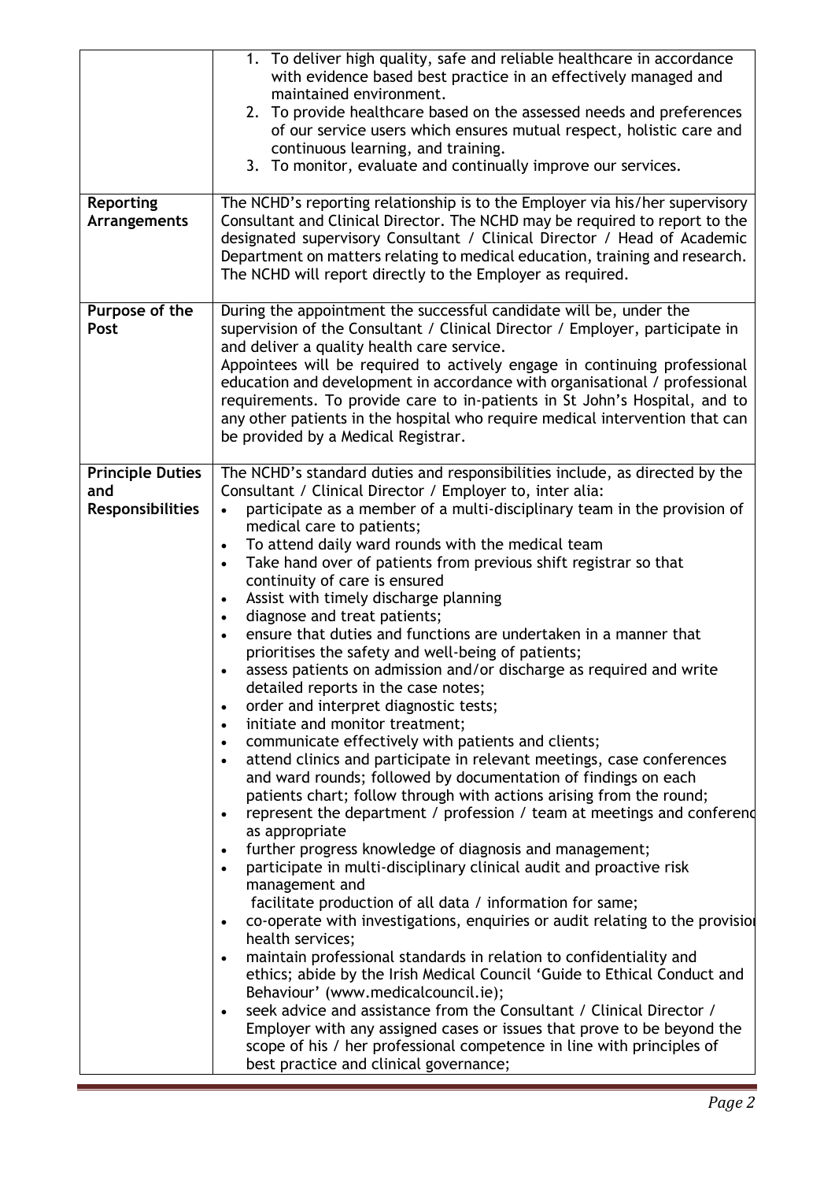| | |
|---|---|
| | 1. To deliver high quality, safe and reliable healthcare in accordance with evidence based best practice in an effectively managed and maintained environment.<br>2. To provide healthcare based on the assessed needs and preferences of our service users which ensures mutual respect, holistic care and continuous learning, and training.<br>3. To monitor, evaluate and continually improve our services. |
| **Reporting Arrangements** | The NCHD's reporting relationship is to the Employer via his/her supervisory Consultant and Clinical Director. The NCHD may be required to report to the designated supervisory Consultant / Clinical Director / Head of Academic Department on matters relating to medical education, training and research. The NCHD will report directly to the Employer as required. |
| **Purpose of the Post** | During the appointment the successful candidate will be, under the supervision of the Consultant / Clinical Director / Employer, participate in and deliver a quality health care service.<br>Appointees will be required to actively engage in continuing professional education and development in accordance with organisational / professional requirements. To provide care to in-patients in St John's Hospital, and to any other patients in the hospital who require medical intervention that can be provided by a Medical Registrar. |
| **Principle Duties and Responsibilities** | The NCHD's standard duties and responsibilities include, as directed by the Consultant / Clinical Director / Employer to, inter alia:<br>• participate as a member of a multi-disciplinary team in the provision of medical care to patients;<br>• To attend daily ward rounds with the medical team<br>• Take hand over of patients from previous shift registrar so that continuity of care is ensured<br>• Assist with timely discharge planning<br>• diagnose and treat patients;<br>• ensure that duties and functions are undertaken in a manner that prioritises the safety and well-being of patients;<br>• assess patients on admission and/or discharge as required and write detailed reports in the case notes;<br>• order and interpret diagnostic tests;<br>• initiate and monitor treatment;<br>• communicate effectively with patients and clients;<br>• attend clinics and participate in relevant meetings, case conferences and ward rounds; followed by documentation of findings on each patients chart; follow through with actions arising from the round;<br>• represent the department / profession / team at meetings and conferenc as appropriate<br>• further progress knowledge of diagnosis and management;<br>• participate in multi-disciplinary clinical audit and proactive risk management and facilitate production of all data / information for same;<br>• co-operate with investigations, enquiries or audit relating to the provisio health services;<br>• maintain professional standards in relation to confidentiality and ethics; abide by the Irish Medical Council 'Guide to Ethical Conduct and Behaviour' (www.medicalcouncil.ie);<br>• seek advice and assistance from the Consultant / Clinical Director / Employer with any assigned cases or issues that prove to be beyond the scope of his / her professional competence in line with principles of best practice and clinical governance; |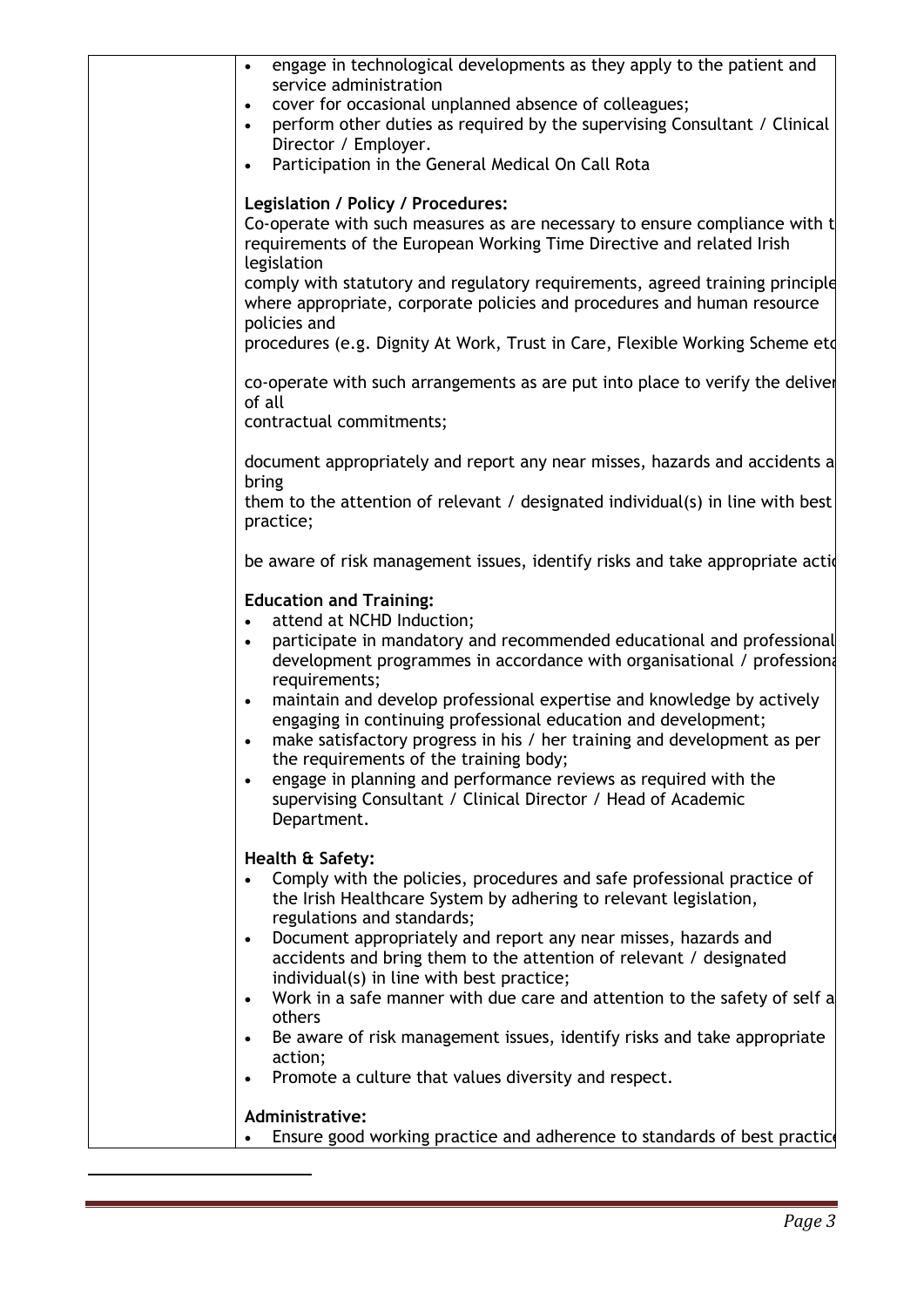- engage in technological developments as they apply to the patient and service administration
- cover for occasional unplanned absence of colleagues;
- perform other duties as required by the supervising Consultant / Clinical Director / Employer.
- Participation in the General Medical On Call Rota

**Legislation / Policy / Procedures:**

Co-operate with such measures as are necessary to ensure compliance with t requirements of the European Working Time Directive and related Irish legislation

comply with statutory and regulatory requirements, agreed training principle where appropriate, corporate policies and procedures and human resource policies and

procedures (e.g. Dignity At Work, Trust in Care, Flexible Working Scheme etc

co-operate with such arrangements as are put into place to verify the deliver of all

contractual commitments;

document appropriately and report any near misses, hazards and accidents a bring

them to the attention of relevant / designated individual(s) in line with best practice;

be aware of risk management issues, identify risks and take appropriate actio

**Education and Training:**

- attend at NCHD Induction;
- participate in mandatory and recommended educational and professional development programmes in accordance with organisational / professiona requirements;
- maintain and develop professional expertise and knowledge by actively engaging in continuing professional education and development;
- make satisfactory progress in his / her training and development as per the requirements of the training body;
- engage in planning and performance reviews as required with the supervising Consultant / Clinical Director / Head of Academic Department.

**Health & Safety:**

- Comply with the policies, procedures and safe professional practice of the Irish Healthcare System by adhering to relevant legislation, regulations and standards;
- Document appropriately and report any near misses, hazards and accidents and bring them to the attention of relevant / designated individual(s) in line with best practice;
- Work in a safe manner with due care and attention to the safety of self a others
- Be aware of risk management issues, identify risks and take appropriate action;
- Promote a culture that values diversity and respect.

**Administrative:**

- Ensure good working practice and adherence to standards of best practice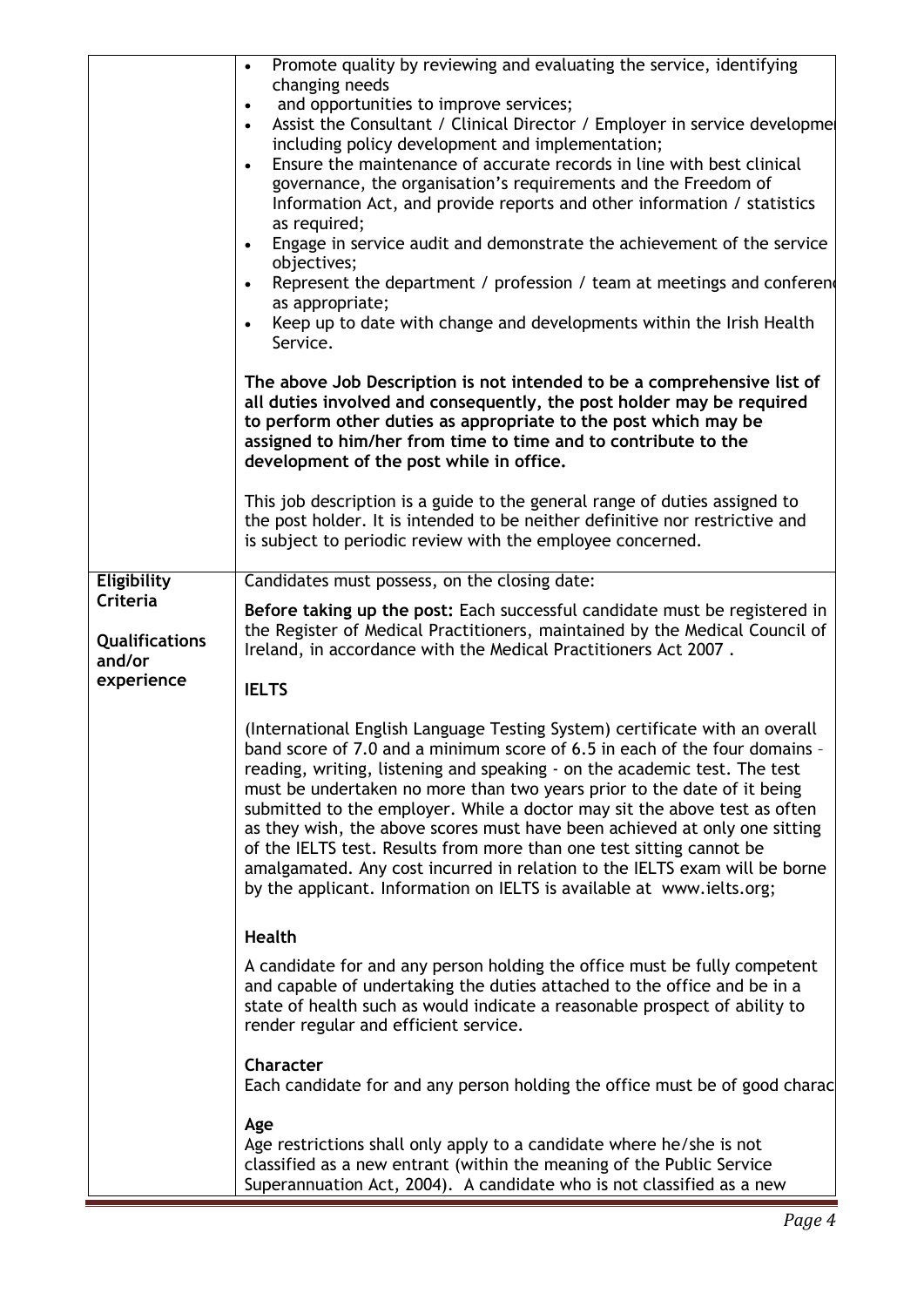| | |
|---|---|
| | • Promote quality by reviewing and evaluating the service, identifying changing needs<br>• and opportunities to improve services;<br>• Assist the Consultant / Clinical Director / Employer in service developme including policy development and implementation;<br>• Ensure the maintenance of accurate records in line with best clinical governance, the organisation's requirements and the Freedom of Information Act, and provide reports and other information / statistics as required;<br>• Engage in service audit and demonstrate the achievement of the service objectives;<br>• Represent the department / profession / team at meetings and conferen as appropriate;<br>• Keep up to date with change and developments within the Irish Health Service.<br><br>**The above Job Description is not intended to be a comprehensive list of all duties involved and consequently, the post holder may be required to perform other duties as appropriate to the post which may be assigned to him/her from time to time and to contribute to the development of the post while in office.**<br><br>This job description is a guide to the general range of duties assigned to the post holder. It is intended to be neither definitive nor restrictive and is subject to periodic review with the employee concerned. |
| **Eligibility Criteria**<br><br>**Qualifications and/or experience** | Candidates must possess, on the closing date:<br><br>**Before taking up the post:** Each successful candidate must be registered in the Register of Medical Practitioners, maintained by the Medical Council of Ireland, in accordance with the Medical Practitioners Act 2007 .<br><br>**IELTS**<br><br>(International English Language Testing System) certificate with an overall band score of 7.0 and a minimum score of 6.5 in each of the four domains – reading, writing, listening and speaking - on the academic test. The test must be undertaken no more than two years prior to the date of it being submitted to the employer. While a doctor may sit the above test as often as they wish, the above scores must have been achieved at only one sitting of the IELTS test. Results from more than one test sitting cannot be amalgamated. Any cost incurred in relation to the IELTS exam will be borne by the applicant. Information on IELTS is available at www.ielts.org;<br><br>**Health**<br><br>A candidate for and any person holding the office must be fully competent and capable of undertaking the duties attached to the office and be in a state of health such as would indicate a reasonable prospect of ability to render regular and efficient service.<br><br>**Character**<br>Each candidate for and any person holding the office must be of good charac<br><br>**Age**<br>Age restrictions shall only apply to a candidate where he/she is not classified as a new entrant (within the meaning of the Public Service Superannuation Act, 2004). A candidate who is not classified as a new |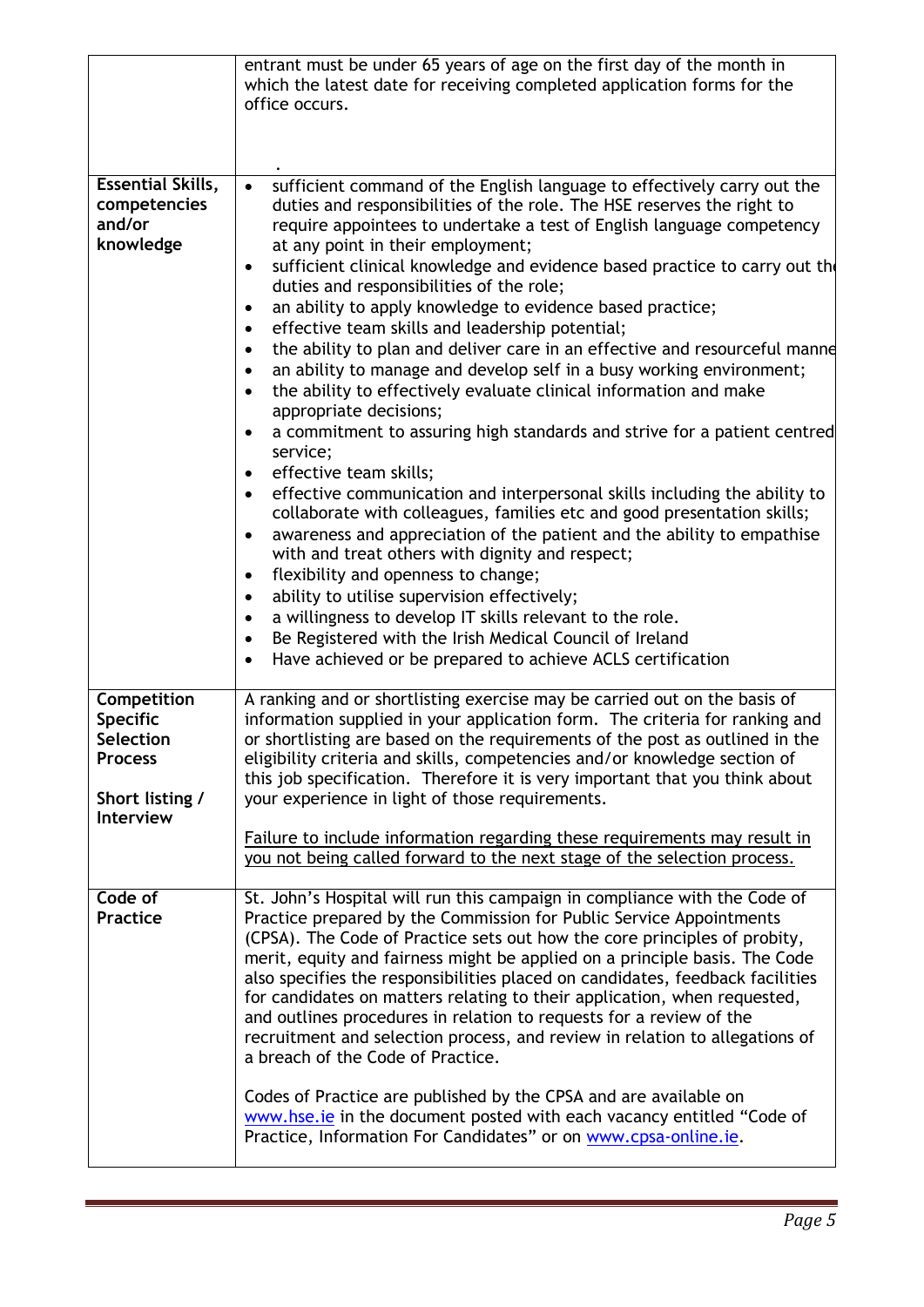| | |
|---|---|
| | entrant must be under 65 years of age on the first day of the month in which the latest date for receiving completed application forms for the office occurs.<br><br>. |
| **Essential Skills, competencies and/or knowledge** | • sufficient command of the English language to effectively carry out the duties and responsibilities of the role. The HSE reserves the right to require appointees to undertake a test of English language competency at any point in their employment;<br>• sufficient clinical knowledge and evidence based practice to carry out the duties and responsibilities of the role;<br>• an ability to apply knowledge to evidence based practice;<br>• effective team skills and leadership potential;<br>• the ability to plan and deliver care in an effective and resourceful manner<br>• an ability to manage and develop self in a busy working environment;<br>• the ability to effectively evaluate clinical information and make appropriate decisions;<br>• a commitment to assuring high standards and strive for a patient centred service;<br>• effective team skills;<br>• effective communication and interpersonal skills including the ability to collaborate with colleagues, families etc and good presentation skills;<br>• awareness and appreciation of the patient and the ability to empathise with and treat others with dignity and respect;<br>• flexibility and openness to change;<br>• ability to utilise supervision effectively;<br>• a willingness to develop IT skills relevant to the role.<br>• Be Registered with the Irish Medical Council of Ireland<br>• Have achieved or be prepared to achieve ACLS certification |
| **Competition Specific Selection Process**<br><br>**Short listing / Interview** | A ranking and or shortlisting exercise may be carried out on the basis of information supplied in your application form. The criteria for ranking and or shortlisting are based on the requirements of the post as outlined in the eligibility criteria and skills, competencies and/or knowledge section of this job specification. Therefore it is very important that you think about your experience in light of those requirements.<br><br>Failure to include information regarding these requirements may result in you not being called forward to the next stage of the selection process. |
| **Code of Practice** | St. John's Hospital will run this campaign in compliance with the Code of Practice prepared by the Commission for Public Service Appointments (CPSA). The Code of Practice sets out how the core principles of probity, merit, equity and fairness might be applied on a principle basis. The Code also specifies the responsibilities placed on candidates, feedback facilities for candidates on matters relating to their application, when requested, and outlines procedures in relation to requests for a review of the recruitment and selection process, and review in relation to allegations of a breach of the Code of Practice.<br><br>Codes of Practice are published by the CPSA and are available on www.hse.ie in the document posted with each vacancy entitled "Code of Practice, Information For Candidates" or on www.cpsa-online.ie. |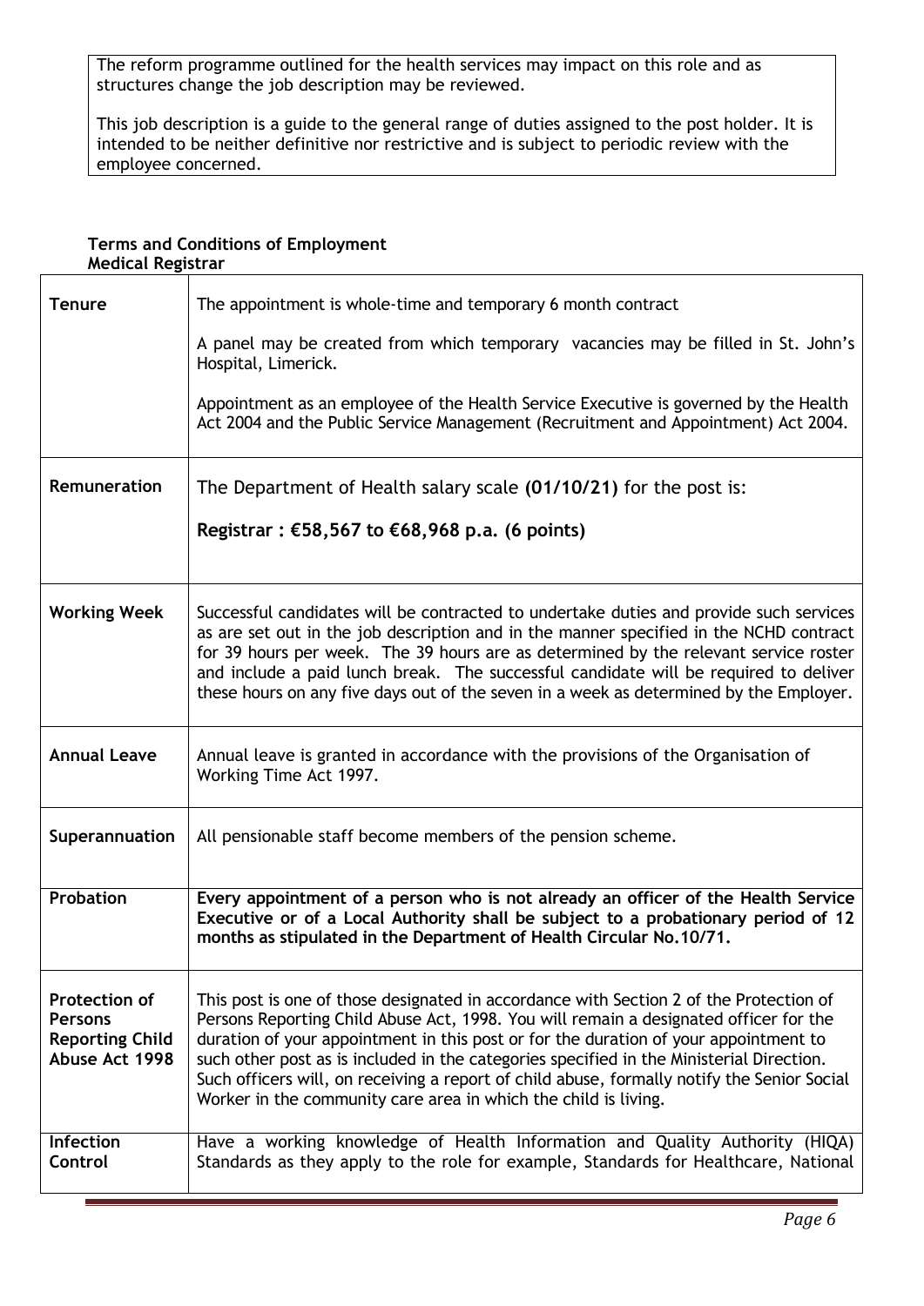The reform programme outlined for the health services may impact on this role and as structures change the job description may be reviewed.

This job description is a guide to the general range of duties assigned to the post holder. It is intended to be neither definitive nor restrictive and is subject to periodic review with the employee concerned.

**Terms and Conditions of Employment**
**Medical Registrar**

| | |
|---|---|
| **Tenure** | The appointment is whole-time and temporary 6 month contract<br><br>A panel may be created from which temporary vacancies may be filled in St. John's Hospital, Limerick.<br><br>Appointment as an employee of the Health Service Executive is governed by the Health Act 2004 and the Public Service Management (Recruitment and Appointment) Act 2004. |
| **Remuneration** | The Department of Health salary scale **(01/10/21)** for the post is:<br><br>**Registrar : €58,567 to €68,968 p.a. (6 points)** |
| **Working Week** | Successful candidates will be contracted to undertake duties and provide such services as are set out in the job description and in the manner specified in the NCHD contract for 39 hours per week. The 39 hours are as determined by the relevant service roster and include a paid lunch break. The successful candidate will be required to deliver these hours on any five days out of the seven in a week as determined by the Employer. |
| **Annual Leave** | Annual leave is granted in accordance with the provisions of the Organisation of Working Time Act 1997. |
| **Superannuation** | All pensionable staff become members of the pension scheme. |
| **Probation** | **Every appointment of a person who is not already an officer of the Health Service Executive or of a Local Authority shall be subject to a probationary period of 12 months as stipulated in the Department of Health Circular No.10/71.** |
| **Protection of Persons Reporting Child Abuse Act 1998** | This post is one of those designated in accordance with Section 2 of the Protection of Persons Reporting Child Abuse Act, 1998. You will remain a designated officer for the duration of your appointment in this post or for the duration of your appointment to such other post as is included in the categories specified in the Ministerial Direction. Such officers will, on receiving a report of child abuse, formally notify the Senior Social Worker in the community care area in which the child is living. |
| **Infection Control** | Have a working knowledge of Health Information and Quality Authority (HIQA) Standards as they apply to the role for example, Standards for Healthcare, National |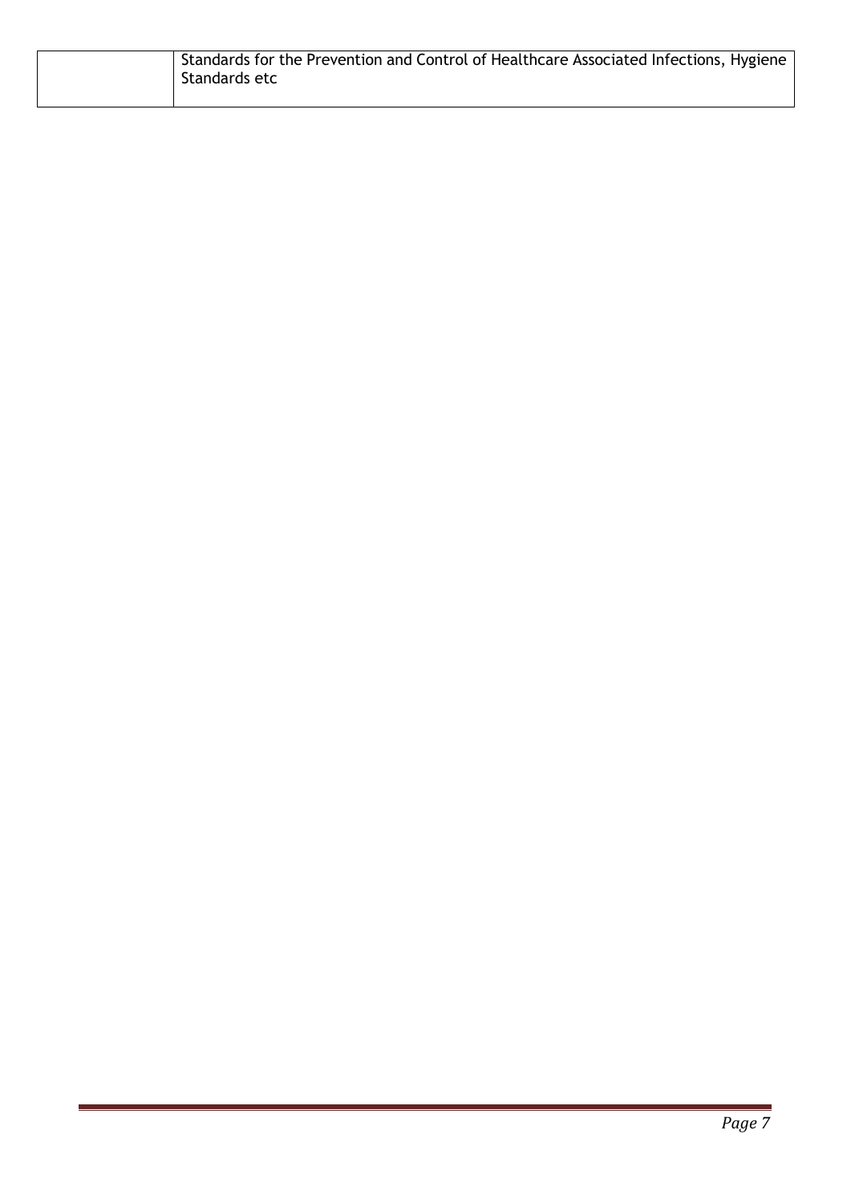| | |
|---|---|
| | Standards for the Prevention and Control of Healthcare Associated Infections, Hygiene Standards etc |